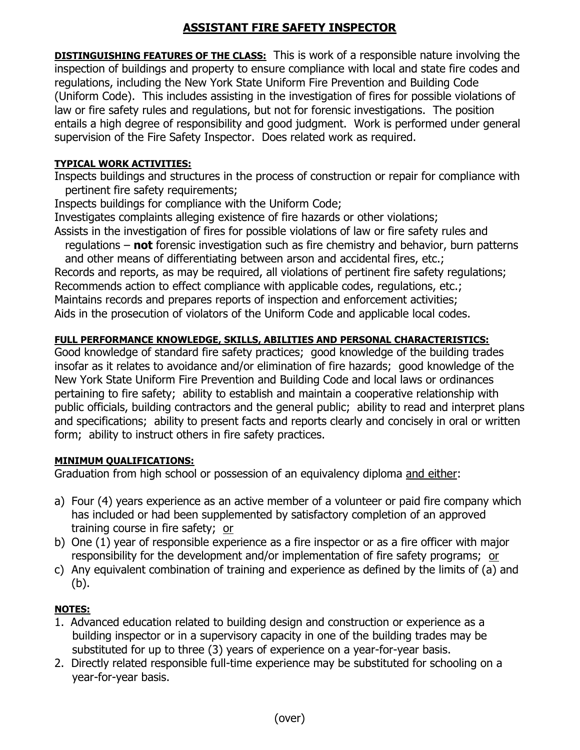# ASSISTANT FIRE SAFETY INSPECTOR

**DISTINGUISHING FEATURES OF THE CLASS:** This is work of a responsible nature involving the inspection of buildings and property to ensure compliance with local and state fire codes and regulations, including the New York State Uniform Fire Prevention and Building Code (Uniform Code). This includes assisting in the investigation of fires for possible violations of law or fire safety rules and regulations, but not for forensic investigations. The position entails a high degree of responsibility and good judgment. Work is performed under general supervision of the Fire Safety Inspector. Does related work as required.

**TYPICAL WORK ACTIVITIES:**

Inspects buildings and structures in the process of construction or repair for compliance with pertinent fire safety requirements;
Inspects buildings for compliance with the Uniform Code;
Investigates complaints alleging existence of fire hazards or other violations;
Assists in the investigation of fires for possible violations of law or fire safety rules and regulations – **not** forensic investigation such as fire chemistry and behavior, burn patterns and other means of differentiating between arson and accidental fires, etc.;
Records and reports, as may be required, all violations of pertinent fire safety regulations;
Recommends action to effect compliance with applicable codes, regulations, etc.;
Maintains records and prepares reports of inspection and enforcement activities;
Aids in the prosecution of violators of the Uniform Code and applicable local codes.

**FULL PERFORMANCE KNOWLEDGE, SKILLS, ABILITIES AND PERSONAL CHARACTERISTICS:**
Good knowledge of standard fire safety practices; good knowledge of the building trades insofar as it relates to avoidance and/or elimination of fire hazards; good knowledge of the New York State Uniform Fire Prevention and Building Code and local laws or ordinances pertaining to fire safety; ability to establish and maintain a cooperative relationship with public officials, building contractors and the general public; ability to read and interpret plans and specifications; ability to present facts and reports clearly and concisely in oral or written form; ability to instruct others in fire safety practices.

**MINIMUM QUALIFICATIONS:**
Graduation from high school or possession of an equivalency diploma and either:

a) Four (4) years experience as an active member of a volunteer or paid fire company which has included or had been supplemented by satisfactory completion of an approved training course in fire safety; or
b) One (1) year of responsible experience as a fire inspector or as a fire officer with major responsibility for the development and/or implementation of fire safety programs; or
c) Any equivalent combination of training and experience as defined by the limits of (a) and (b).

**NOTES:**

1. Advanced education related to building design and construction or experience as a building inspector or in a supervisory capacity in one of the building trades may be substituted for up to three (3) years of experience on a year-for-year basis.
2. Directly related responsible full-time experience may be substituted for schooling on a year-for-year basis.

(over)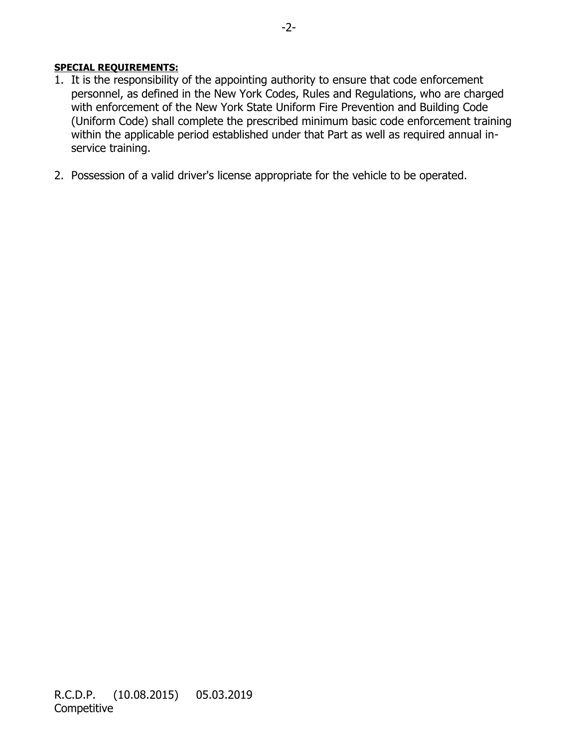**SPECIAL REQUIREMENTS:**

1. It is the responsibility of the appointing authority to ensure that code enforcement personnel, as defined in the New York Codes, Rules and Regulations, who are charged with enforcement of the New York State Uniform Fire Prevention and Building Code (Uniform Code) shall complete the prescribed minimum basic code enforcement training within the applicable period established under that Part as well as required annual in-service training.

2. Possession of a valid driver's license appropriate for the vehicle to be operated.

R.C.D.P. (10.08.2015) 05.03.2019
Competitive